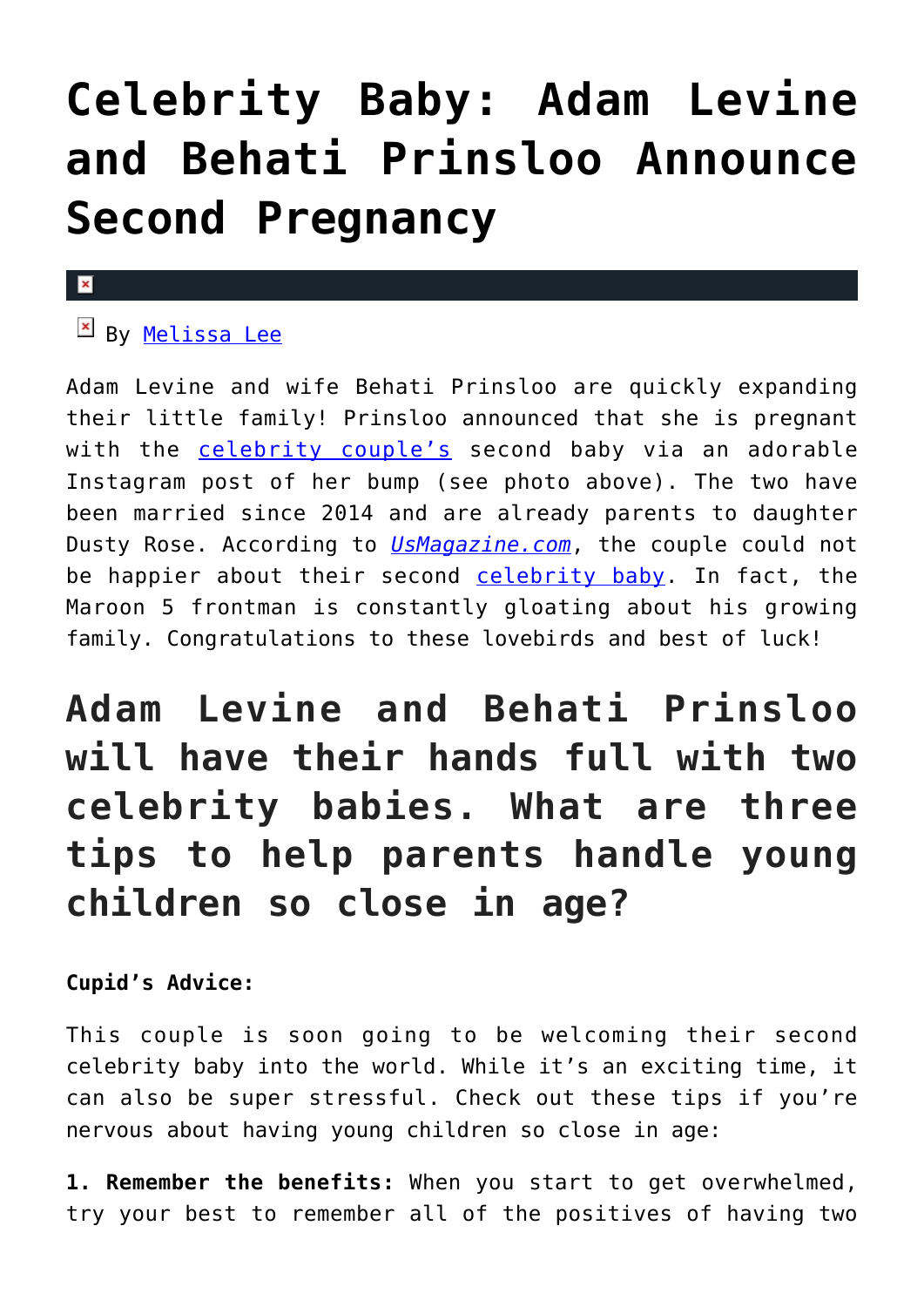# Celebrity Baby: Adam Levine and Behati Prinsloo Announce Second Pregnancy

By Melissa Lee

Adam Levine and wife Behati Prinsloo are quickly expanding their little family! Prinsloo announced that she is pregnant with the celebrity couple's second baby via an adorable Instagram post of her bump (see photo above). The two have been married since 2014 and are already parents to daughter Dusty Rose. According to *UsMagazine.com*, the couple could not be happier about their second celebrity baby. In fact, the Maroon 5 frontman is constantly gloating about his growing family. Congratulations to these lovebirds and best of luck!

## Adam Levine and Behati Prinsloo will have their hands full with two celebrity babies. What are three tips to help parents handle young children so close in age?

**Cupid's Advice:**

This couple is soon going to be welcoming their second celebrity baby into the world. While it's an exciting time, it can also be super stressful. Check out these tips if you're nervous about having young children so close in age:

**1. Remember the benefits:** When you start to get overwhelmed, try your best to remember all of the positives of having two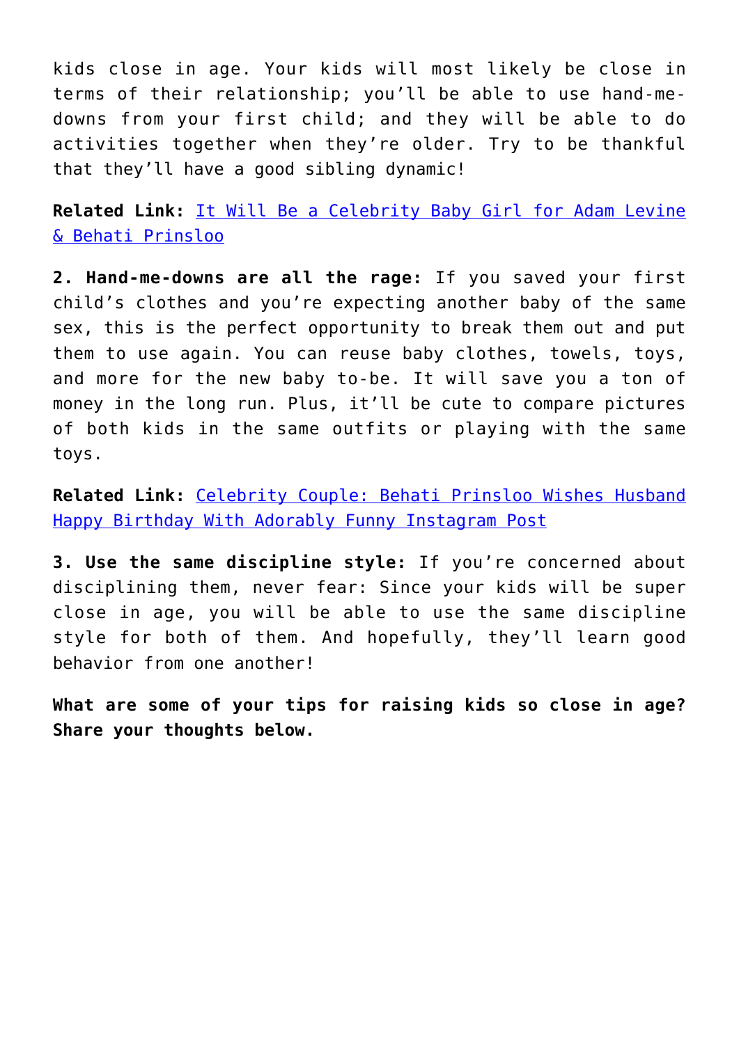kids close in age. Your kids will most likely be close in terms of their relationship; you'll be able to use hand-me-downs from your first child; and they will be able to do activities together when they're older. Try to be thankful that they'll have a good sibling dynamic!

**Related Link:** [It Will Be a Celebrity Baby Girl for Adam Levine & Behati Prinsloo]()

**2. Hand-me-downs are all the rage:** If you saved your first child's clothes and you're expecting another baby of the same sex, this is the perfect opportunity to break them out and put them to use again. You can reuse baby clothes, towels, toys, and more for the new baby to-be. It will save you a ton of money in the long run. Plus, it'll be cute to compare pictures of both kids in the same outfits or playing with the same toys.

**Related Link:** [Celebrity Couple: Behati Prinsloo Wishes Husband Happy Birthday With Adorably Funny Instagram Post]()

**3. Use the same discipline style:** If you're concerned about disciplining them, never fear: Since your kids will be super close in age, you will be able to use the same discipline style for both of them. And hopefully, they'll learn good behavior from one another!

**What are some of your tips for raising kids so close in age? Share your thoughts below.**